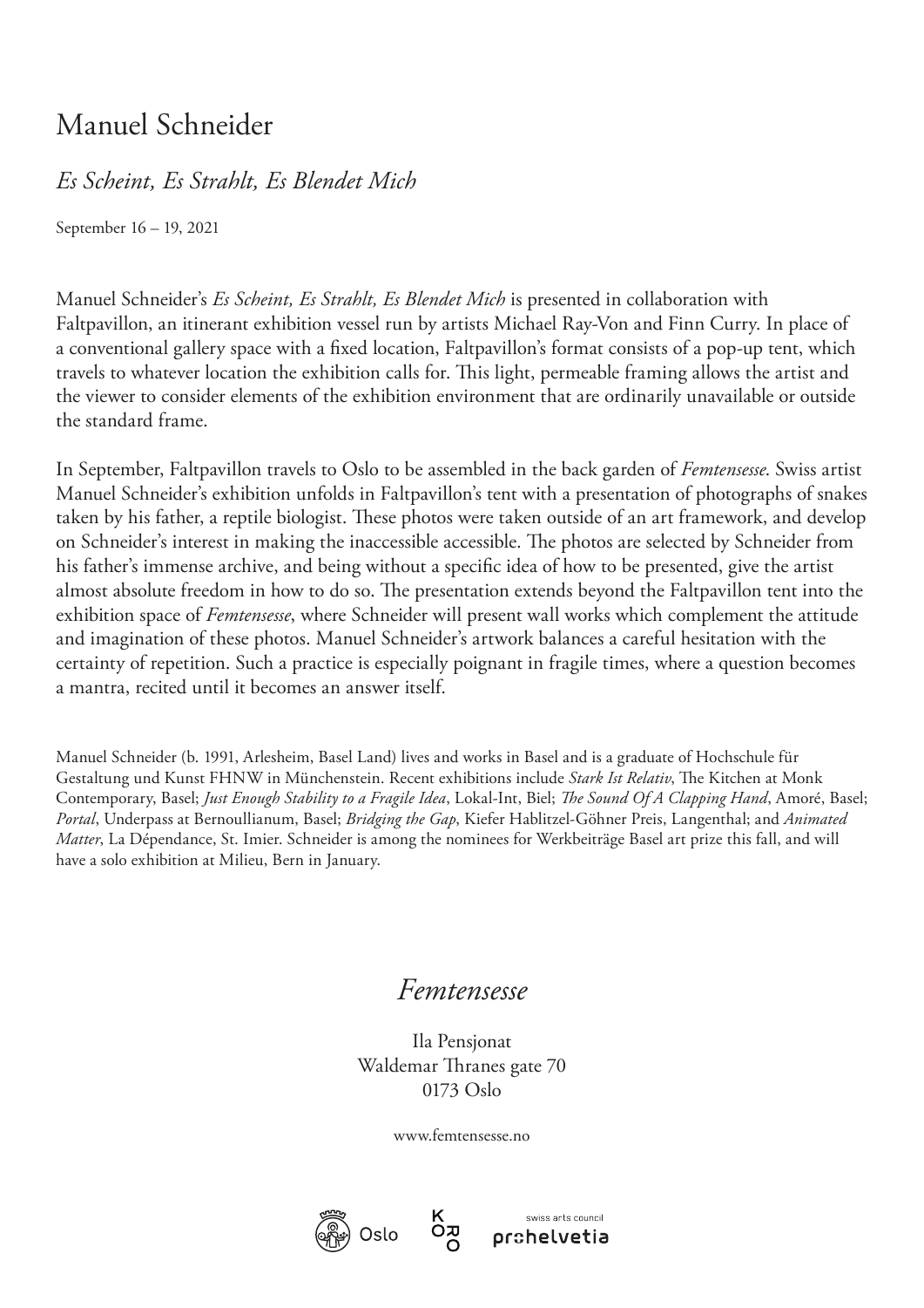# Manuel Schneider

## *Es Scheint, Es Strahlt, Es Blendet Mich*

September 16 – 19, 2021

Manuel Schneider's *Es Scheint, Es Strahlt, Es Blendet Mich* is presented in collaboration with Faltpavillon, an itinerant exhibition vessel run by artists Michael Ray-Von and Finn Curry. In place of a conventional gallery space with a fixed location, Faltpavillon's format consists of a pop-up tent, which travels to whatever location the exhibition calls for. This light, permeable framing allows the artist and the viewer to consider elements of the exhibition environment that are ordinarily unavailable or outside the standard frame.

In September, Faltpavillon travels to Oslo to be assembled in the back garden of *Femtensesse*. Swiss artist Manuel Schneider's exhibition unfolds in Faltpavillon's tent with a presentation of photographs of snakes taken by his father, a reptile biologist. These photos were taken outside of an art framework, and develop on Schneider's interest in making the inaccessible accessible. The photos are selected by Schneider from his father's immense archive, and being without a specific idea of how to be presented, give the artist almost absolute freedom in how to do so. The presentation extends beyond the Faltpavillon tent into the exhibition space of *Femtensesse*, where Schneider will present wall works which complement the attitude and imagination of these photos. Manuel Schneider's artwork balances a careful hesitation with the certainty of repetition. Such a practice is especially poignant in fragile times, where a question becomes a mantra, recited until it becomes an answer itself.

Manuel Schneider (b. 1991, Arlesheim, Basel Land) lives and works in Basel and is a graduate of Hochschule für Gestaltung und Kunst FHNW in Münchenstein. Recent exhibitions include *Stark Ist Relativ*, The Kitchen at Monk Contemporary, Basel; *Just Enough Stability to a Fragile Idea*, Lokal-Int, Biel; *The Sound Of A Clapping Hand*, Amoré, Basel; *Portal*, Underpass at Bernoullianum, Basel; *Bridging the Gap*, Kiefer Hablitzel-Göhner Preis, Langenthal; and *Animated Matter*, La Dépendance, St. Imier. Schneider is among the nominees for Werkbeiträge Basel art prize this fall, and will have a solo exhibition at Milieu, Bern in January.

*Femtensesse*

Ila Pensjonat
Waldemar Thranes gate 70
0173 Oslo

www.femtensesse.no

Oslo KORO swiss arts council prohelvetia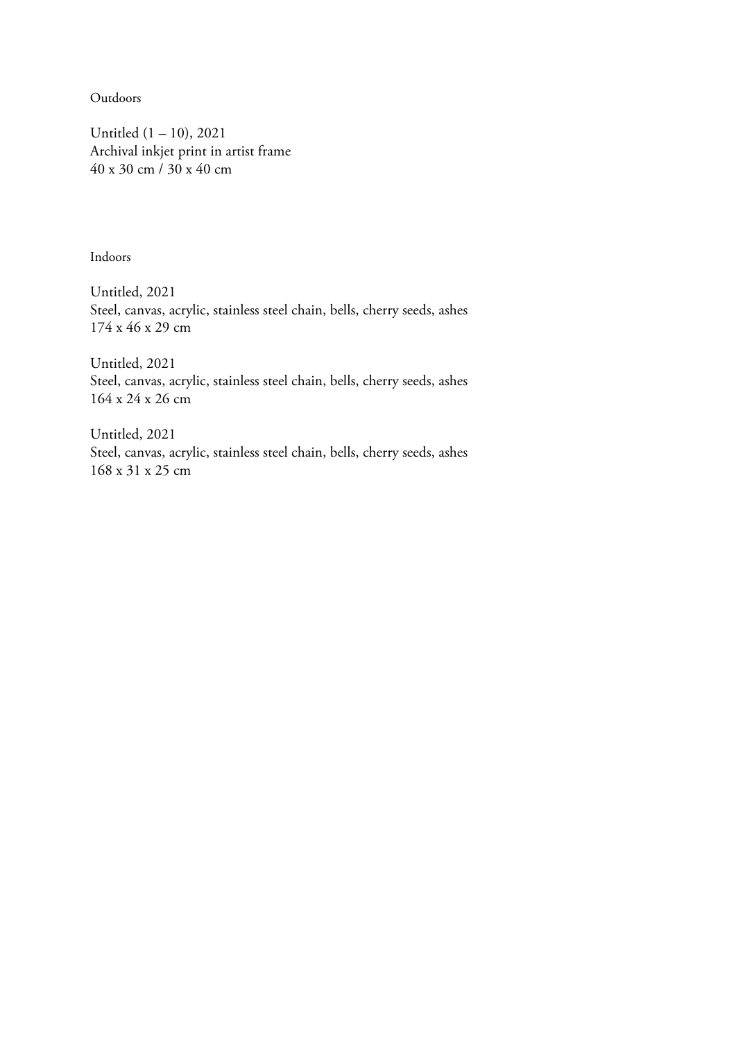Outdoors

Untitled (1 – 10), 2021
Archival inkjet print in artist frame
40 x 30 cm / 30 x 40 cm

Indoors

Untitled, 2021
Steel, canvas, acrylic, stainless steel chain, bells, cherry seeds, ashes
174 x 46 x 29 cm

Untitled, 2021
Steel, canvas, acrylic, stainless steel chain, bells, cherry seeds, ashes
164 x 24 x 26 cm

Untitled, 2021
Steel, canvas, acrylic, stainless steel chain, bells, cherry seeds, ashes
168 x 31 x 25 cm